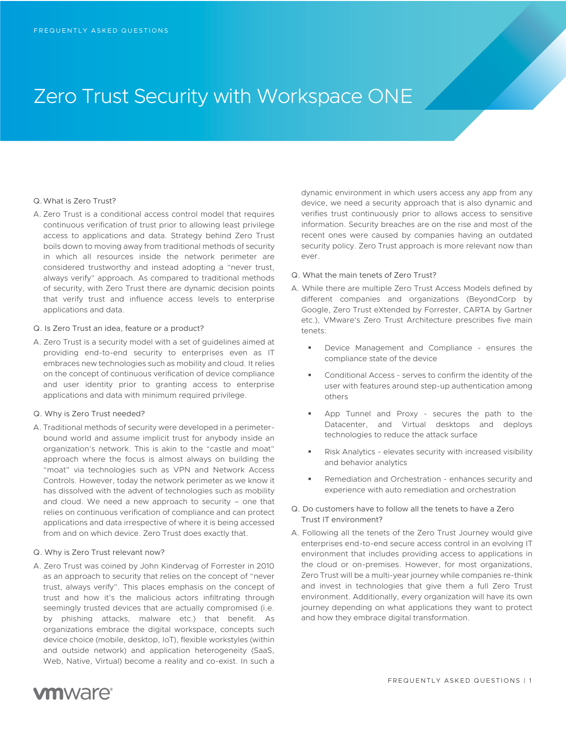FREQUENTLY ASKED QUESTIONS

# Zero Trust Security with Workspace ONE

Q. What is Zero Trust?

A. Zero Trust is a conditional access control model that requires continuous verification of trust prior to allowing least privilege access to applications and data. Strategy behind Zero Trust boils down to moving away from traditional methods of security in which all resources inside the network perimeter are considered trustworthy and instead adopting a "never trust, always verify" approach. As compared to traditional methods of security, with Zero Trust there are dynamic decision points that verify trust and influence access levels to enterprise applications and data.

Q. Is Zero Trust an idea, feature or a product?

A. Zero Trust is a security model with a set of guidelines aimed at providing end-to-end security to enterprises even as IT embraces new technologies such as mobility and cloud. It relies on the concept of continuous verification of device compliance and user identity prior to granting access to enterprise applications and data with minimum required privilege.

Q. Why is Zero Trust needed?

A. Traditional methods of security were developed in a perimeter-bound world and assume implicit trust for anybody inside an organization's network. This is akin to the "castle and moat" approach where the focus is almost always on building the "moat" via technologies such as VPN and Network Access Controls. However, today the network perimeter as we know it has dissolved with the advent of technologies such as mobility and cloud. We need a new approach to security – one that relies on continuous verification of compliance and can protect applications and data irrespective of where it is being accessed from and on which device. Zero Trust does exactly that.

Q. Why is Zero Trust relevant now?

A. Zero Trust was coined by John Kindervag of Forrester in 2010 as an approach to security that relies on the concept of "never trust, always verify". This places emphasis on the concept of trust and how it's the malicious actors infiltrating through seemingly trusted devices that are actually compromised (i.e. by phishing attacks, malware etc.) that benefit. As organizations embrace the digital workspace, concepts such device choice (mobile, desktop, IoT), flexible workstyles (within and outside network) and application heterogeneity (SaaS, Web, Native, Virtual) become a reality and co-exist. In such a dynamic environment in which users access any app from any device, we need a security approach that is also dynamic and verifies trust continuously prior to allows access to sensitive information. Security breaches are on the rise and most of the recent ones were caused by companies having an outdated security policy. Zero Trust approach is more relevant now than ever.

Q. What the main tenets of Zero Trust?

A. While there are multiple Zero Trust Access Models defined by different companies and organizations (BeyondCorp by Google, Zero Trust eXtended by Forrester, CARTA by Gartner etc.), VMware's Zero Trust Architecture prescribes five main tenets:

- Device Management and Compliance - ensures the compliance state of the device
- Conditional Access - serves to confirm the identity of the user with features around step-up authentication among others
- App Tunnel and Proxy - secures the path to the Datacenter, and Virtual desktops and deploys technologies to reduce the attack surface
- Risk Analytics - elevates security with increased visibility and behavior analytics
- Remediation and Orchestration - enhances security and experience with auto remediation and orchestration

Q. Do customers have to follow all the tenets to have a Zero Trust IT environment?

A. Following all the tenets of the Zero Trust Journey would give enterprises end-to-end secure access control in an evolving IT environment that includes providing access to applications in the cloud or on-premises. However, for most organizations, Zero Trust will be a multi-year journey while companies re-think and invest in technologies that give them a full Zero Trust environment. Additionally, every organization will have its own journey depending on what applications they want to protect and how they embrace digital transformation.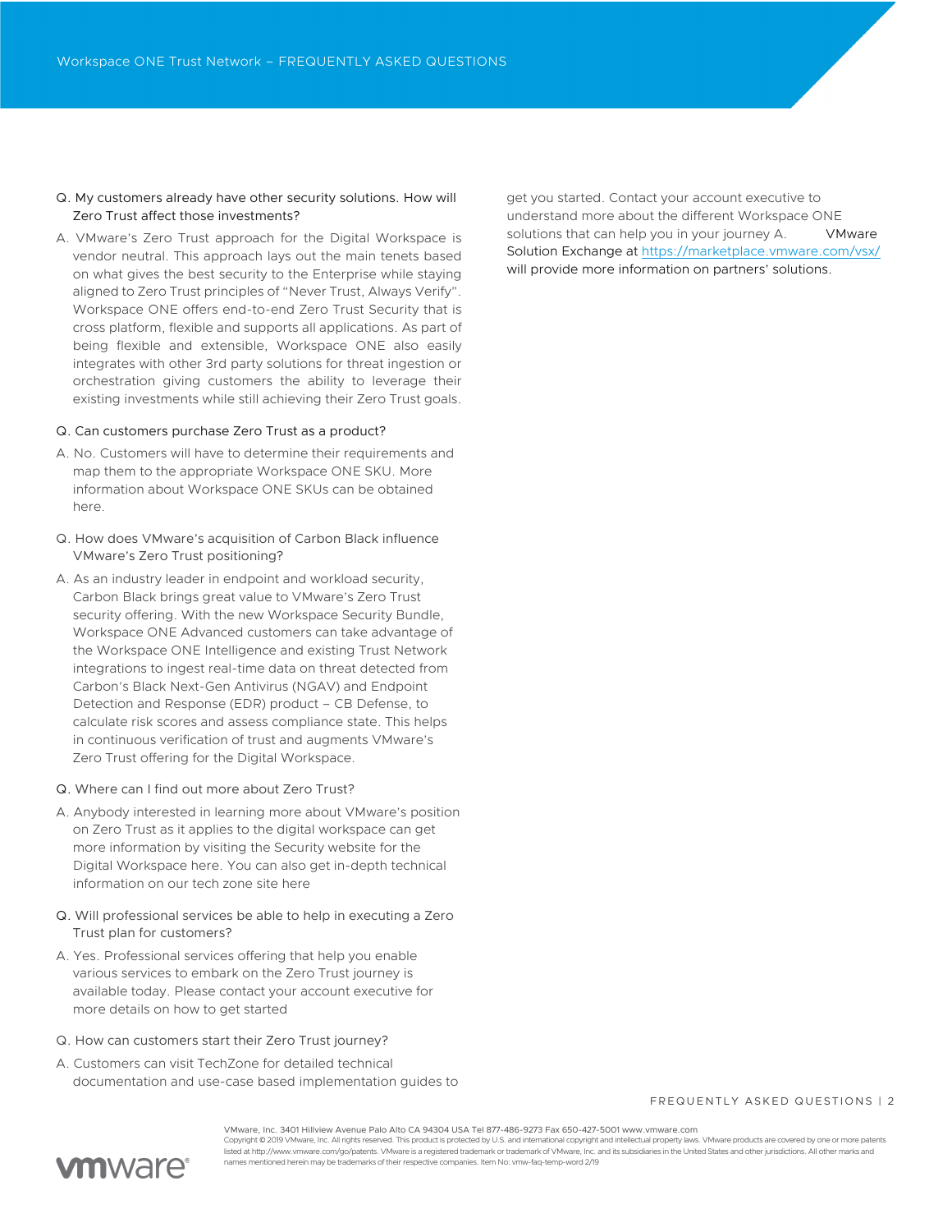Q. My customers already have other security solutions. How will Zero Trust affect those investments?

A. VMware's Zero Trust approach for the Digital Workspace is vendor neutral. This approach lays out the main tenets based on what gives the best security to the Enterprise while staying aligned to Zero Trust principles of "Never Trust, Always Verify". Workspace ONE offers end-to-end Zero Trust Security that is cross platform, flexible and supports all applications. As part of being flexible and extensible, Workspace ONE also easily integrates with other 3rd party solutions for threat ingestion or orchestration giving customers the ability to leverage their existing investments while still achieving their Zero Trust goals.

Q. Can customers purchase Zero Trust as a product?

A. No. Customers will have to determine their requirements and map them to the appropriate Workspace ONE SKU. More information about Workspace ONE SKUs can be obtained here.

Q. How does VMware's acquisition of Carbon Black influence VMware's Zero Trust positioning?

A. As an industry leader in endpoint and workload security, Carbon Black brings great value to VMware's Zero Trust security offering. With the new Workspace Security Bundle, Workspace ONE Advanced customers can take advantage of the Workspace ONE Intelligence and existing Trust Network integrations to ingest real-time data on threat detected from Carbon's Black Next-Gen Antivirus (NGAV) and Endpoint Detection and Response (EDR) product – CB Defense, to calculate risk scores and assess compliance state. This helps in continuous verification of trust and augments VMware's Zero Trust offering for the Digital Workspace.

Q. Where can I find out more about Zero Trust?

A. Anybody interested in learning more about VMware's position on Zero Trust as it applies to the digital workspace can get more information by visiting the Security website for the Digital Workspace here. You can also get in-depth technical information on our tech zone site here

Q. Will professional services be able to help in executing a Zero Trust plan for customers?

A. Yes. Professional services offering that help you enable various services to embark on the Zero Trust journey is available today. Please contact your account executive for more details on how to get started

Q. How can customers start their Zero Trust journey?

A. Customers can visit TechZone for detailed technical documentation and use-case based implementation guides to get you started. Contact your account executive to understand more about the different Workspace ONE solutions that can help you in your journey A. VMware Solution Exchange at https://marketplace.vmware.com/vsx/ will provide more information on partners' solutions.

VMware, Inc. 3401 Hillview Avenue Palo Alto CA 94304 USA Tel 877-486-9273 Fax 650-427-5001 www.vmware.com
Copyright © 2019 VMware, Inc. All rights reserved. This product is protected by U.S. and international copyright and intellectual property laws. VMware products are covered by one or more patents listed at http://www.vmware.com/go/patents. VMware is a registered trademark or trademark of VMware, Inc. and its subsidiaries in the United States and other jurisdictions. All other marks and names mentioned herein may be trademarks of their respective companies. Item No: vmw-faq-temp-word 2/19